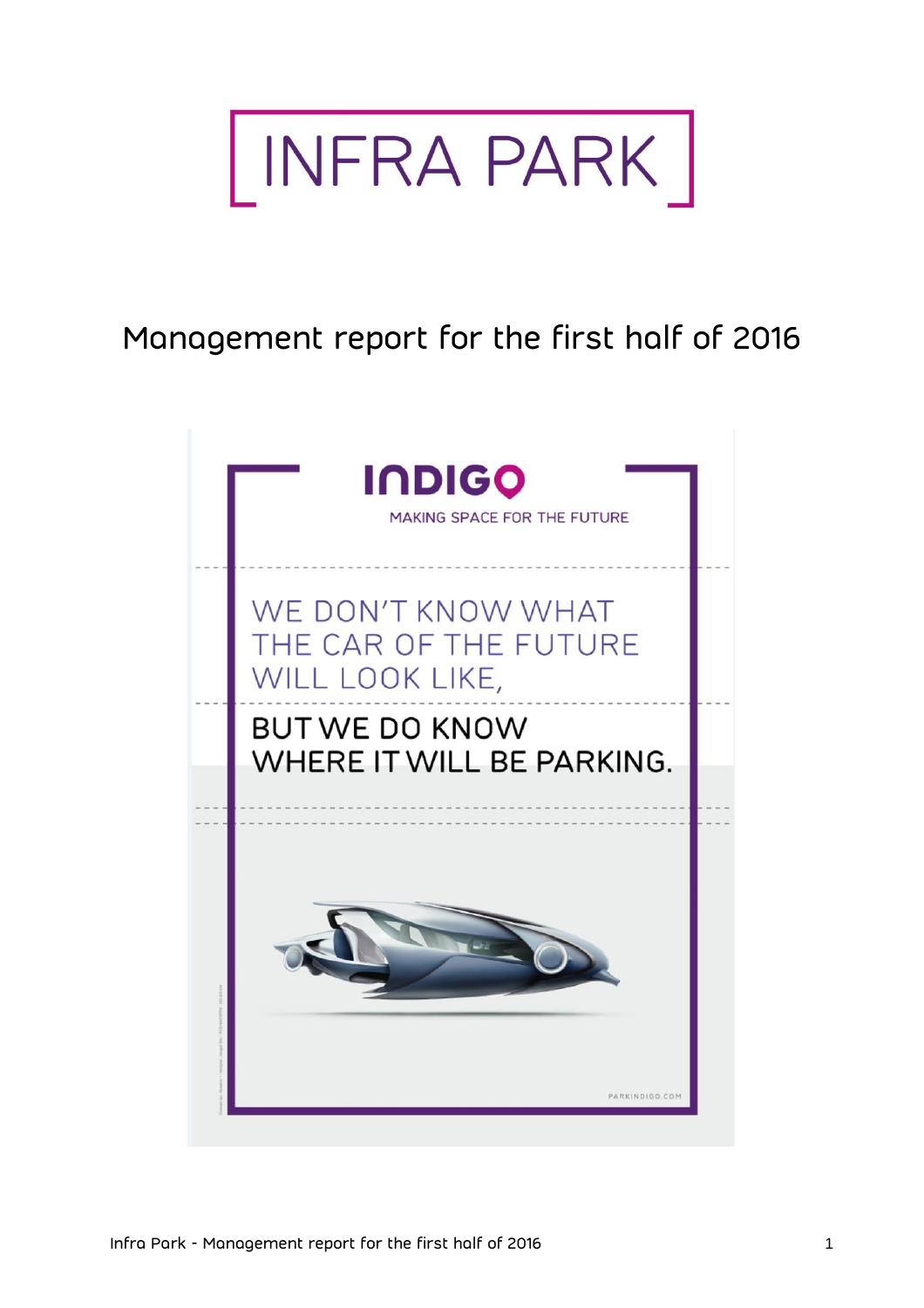# INFRA PARK

## Management report for the first half of 2016

INDIGO

MAKING SPACE FOR THE FUTURE

WE DON'T KNOW WHAT THE CAR OF THE FUTURE WILL LOOK LIKE,

BUT WE DO KNOW WHERE IT WILL BE PARKING.

PARKINDIGO.COM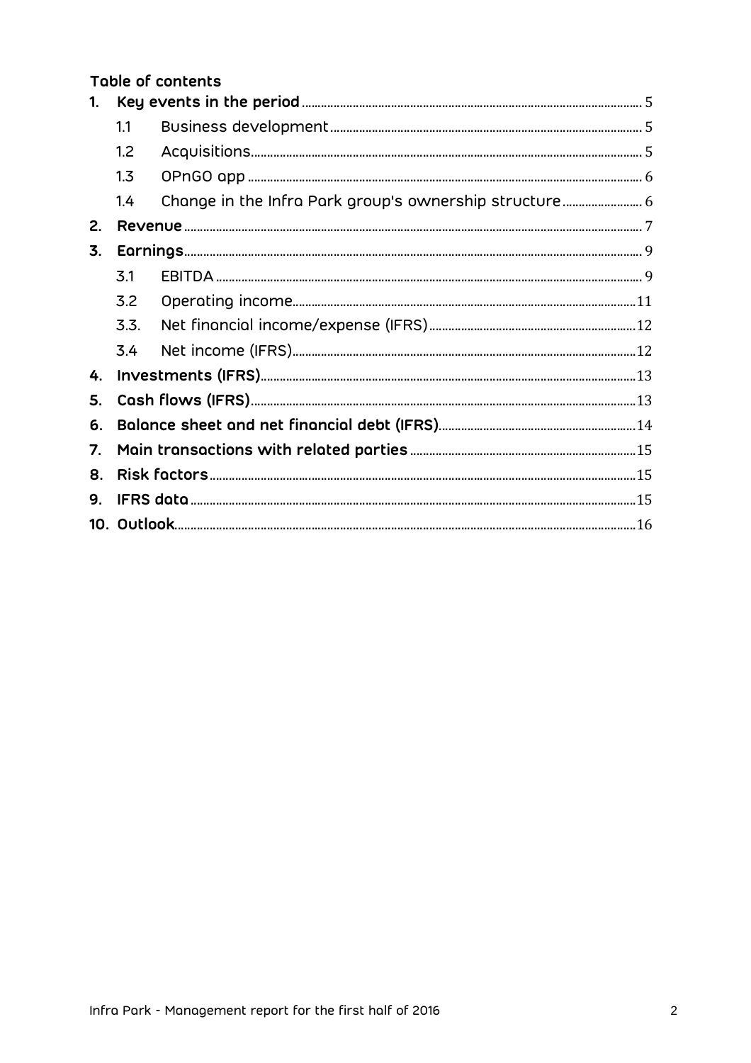## Table of contents

1. **Key events in the period** ... 5
   - 1.1 Business development ... 5
   - 1.2 Acquisitions ... 5
   - 1.3 OPnGO app ... 6
   - 1.4 Change in the Infra Park group's ownership structure ... 6
2. **Revenue** ... 7
3. **Earnings** ... 9
   - 3.1 EBITDA ... 9
   - 3.2 Operating income ... 11
   - 3.3. Net financial income/expense (IFRS) ... 12
   - 3.4 Net income (IFRS) ... 12
4. **Investments (IFRS)** ... 13
5. **Cash flows (IFRS)** ... 13
6. **Balance sheet and net financial debt (IFRS)** ... 14
7. **Main transactions with related parties** ... 15
8. **Risk factors** ... 15
9. **IFRS data** ... 15
10. **Outlook** ... 16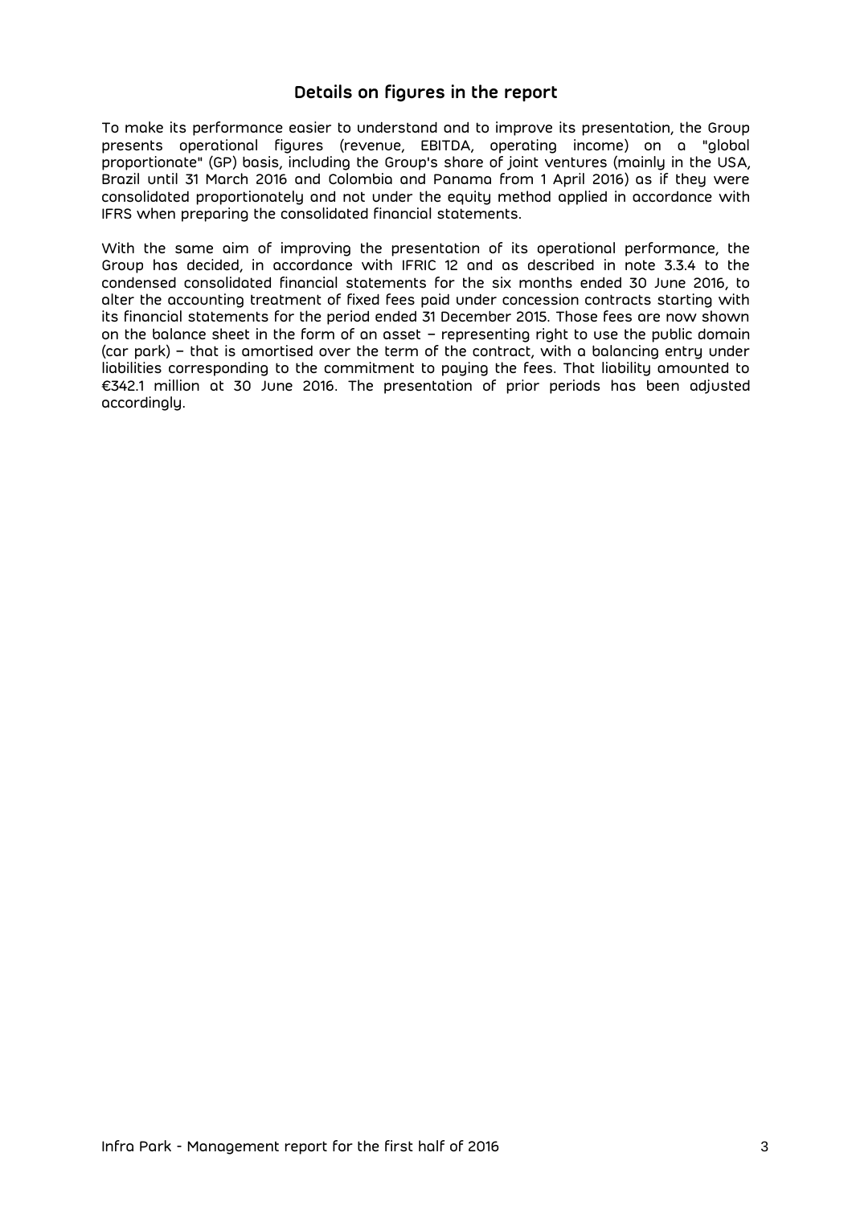## Details on figures in the report

To make its performance easier to understand and to improve its presentation, the Group presents operational figures (revenue, EBITDA, operating income) on a "global proportionate" (GP) basis, including the Group's share of joint ventures (mainly in the USA, Brazil until 31 March 2016 and Colombia and Panama from 1 April 2016) as if they were consolidated proportionately and not under the equity method applied in accordance with IFRS when preparing the consolidated financial statements.

With the same aim of improving the presentation of its operational performance, the Group has decided, in accordance with IFRIC 12 and as described in note 3.3.4 to the condensed consolidated financial statements for the six months ended 30 June 2016, to alter the accounting treatment of fixed fees paid under concession contracts starting with its financial statements for the period ended 31 December 2015. Those fees are now shown on the balance sheet in the form of an asset – representing right to use the public domain (car park) – that is amortised over the term of the contract, with a balancing entry under liabilities corresponding to the commitment to paying the fees. That liability amounted to €342.1 million at 30 June 2016. The presentation of prior periods has been adjusted accordingly.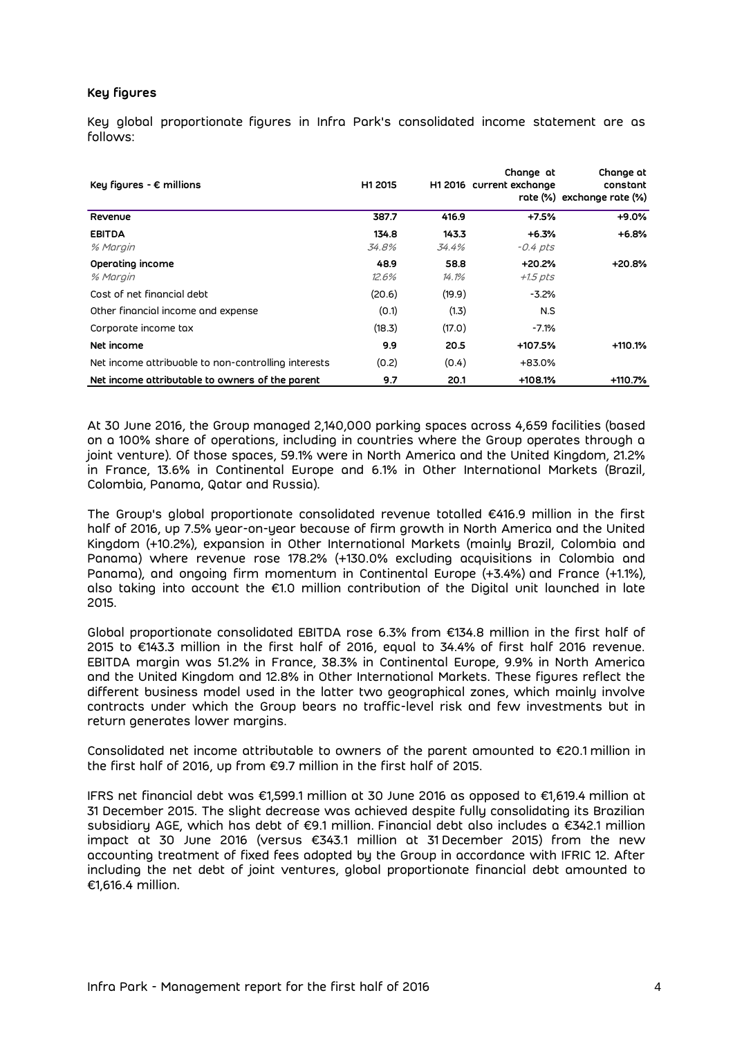### Key figures

Key global proportionate figures in Infra Park's consolidated income statement are as follows:

| Key figures - € millions | H1 2015 | H1 2016 | Change at current exchange rate (%) | Change at constant exchange rate (%) |
|---|---|---|---|---|
| **Revenue** | **387.7** | **416.9** | **+7.5%** | **+9.0%** |
| **EBITDA** | **134.8** | **143.3** | **+6.3%** | **+6.8%** |
| *% Margin* | *34.8%* | *34.4%* | *-0.4 pts* | |
| **Operating income** | **48.9** | **58.8** | **+20.2%** | **+20.8%** |
| *% Margin* | *12.6%* | *14.1%* | *+1.5 pts* | |
| Cost of net financial debt | (20.6) | (19.9) | -3.2% | |
| Other financial income and expense | (0.1) | (1.3) | N.S | |
| Corporate income tax | (18.3) | (17.0) | -7.1% | |
| **Net income** | **9.9** | **20.5** | **+107.5%** | **+110.1%** |
| Net income attribuable to non-controlling interests | (0.2) | (0.4) | +83.0% | |
| **Net income attributable to owners of the parent** | **9.7** | **20.1** | **+108.1%** | **+110.7%** |

At 30 June 2016, the Group managed 2,140,000 parking spaces across 4,659 facilities (based on a 100% share of operations, including in countries where the Group operates through a joint venture). Of those spaces, 59.1% were in North America and the United Kingdom, 21.2% in France, 13.6% in Continental Europe and 6.1% in Other International Markets (Brazil, Colombia, Panama, Qatar and Russia).

The Group's global proportionate consolidated revenue totalled €416.9 million in the first half of 2016, up 7.5% year-on-year because of firm growth in North America and the United Kingdom (+10.2%), expansion in Other International Markets (mainly Brazil, Colombia and Panama) where revenue rose 178.2% (+130.0% excluding acquisitions in Colombia and Panama), and ongoing firm momentum in Continental Europe (+3.4%) and France (+1.1%), also taking into account the €1.0 million contribution of the Digital unit launched in late 2015.

Global proportionate consolidated EBITDA rose 6.3% from €134.8 million in the first half of 2015 to €143.3 million in the first half of 2016, equal to 34.4% of first half 2016 revenue. EBITDA margin was 51.2% in France, 38.3% in Continental Europe, 9.9% in North America and the United Kingdom and 12.8% in Other International Markets. These figures reflect the different business model used in the latter two geographical zones, which mainly involve contracts under which the Group bears no traffic-level risk and few investments but in return generates lower margins.

Consolidated net income attributable to owners of the parent amounted to €20.1 million in the first half of 2016, up from €9.7 million in the first half of 2015.

IFRS net financial debt was €1,599.1 million at 30 June 2016 as opposed to €1,619.4 million at 31 December 2015. The slight decrease was achieved despite fully consolidating its Brazilian subsidiary AGE, which has debt of €9.1 million. Financial debt also includes a €342.1 million impact at 30 June 2016 (versus €343.1 million at 31 December 2015) from the new accounting treatment of fixed fees adopted by the Group in accordance with IFRIC 12. After including the net debt of joint ventures, global proportionate financial debt amounted to €1,616.4 million.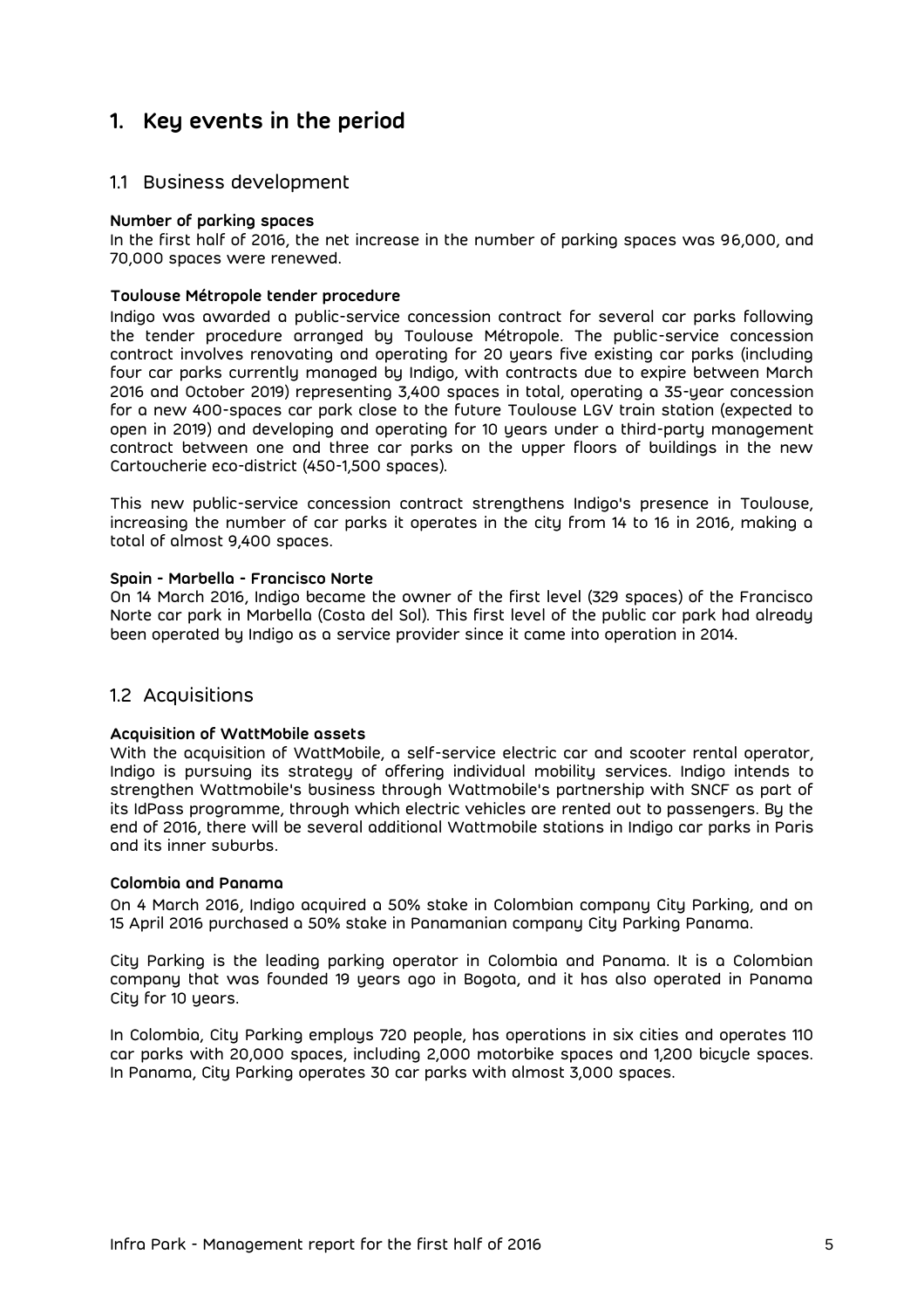# 1. Key events in the period

## 1.1 Business development

**Number of parking spaces**

In the first half of 2016, the net increase in the number of parking spaces was 96,000, and 70,000 spaces were renewed.

**Toulouse Métropole tender procedure**

Indigo was awarded a public-service concession contract for several car parks following the tender procedure arranged by Toulouse Métropole. The public-service concession contract involves renovating and operating for 20 years five existing car parks (including four car parks currently managed by Indigo, with contracts due to expire between March 2016 and October 2019) representing 3,400 spaces in total, operating a 35-year concession for a new 400-spaces car park close to the future Toulouse LGV train station (expected to open in 2019) and developing and operating for 10 years under a third-party management contract between one and three car parks on the upper floors of buildings in the new Cartoucherie eco-district (450-1,500 spaces).

This new public-service concession contract strengthens Indigo's presence in Toulouse, increasing the number of car parks it operates in the city from 14 to 16 in 2016, making a total of almost 9,400 spaces.

**Spain - Marbella - Francisco Norte**

On 14 March 2016, Indigo became the owner of the first level (329 spaces) of the Francisco Norte car park in Marbella (Costa del Sol). This first level of the public car park had already been operated by Indigo as a service provider since it came into operation in 2014.

## 1.2 Acquisitions

**Acquisition of WattMobile assets**

With the acquisition of WattMobile, a self-service electric car and scooter rental operator, Indigo is pursuing its strategy of offering individual mobility services. Indigo intends to strengthen Wattmobile's business through Wattmobile's partnership with SNCF as part of its IdPass programme, through which electric vehicles are rented out to passengers. By the end of 2016, there will be several additional Wattmobile stations in Indigo car parks in Paris and its inner suburbs.

**Colombia and Panama**

On 4 March 2016, Indigo acquired a 50% stake in Colombian company City Parking, and on 15 April 2016 purchased a 50% stake in Panamanian company City Parking Panama.

City Parking is the leading parking operator in Colombia and Panama. It is a Colombian company that was founded 19 years ago in Bogota, and it has also operated in Panama City for 10 years.

In Colombia, City Parking employs 720 people, has operations in six cities and operates 110 car parks with 20,000 spaces, including 2,000 motorbike spaces and 1,200 bicycle spaces. In Panama, City Parking operates 30 car parks with almost 3,000 spaces.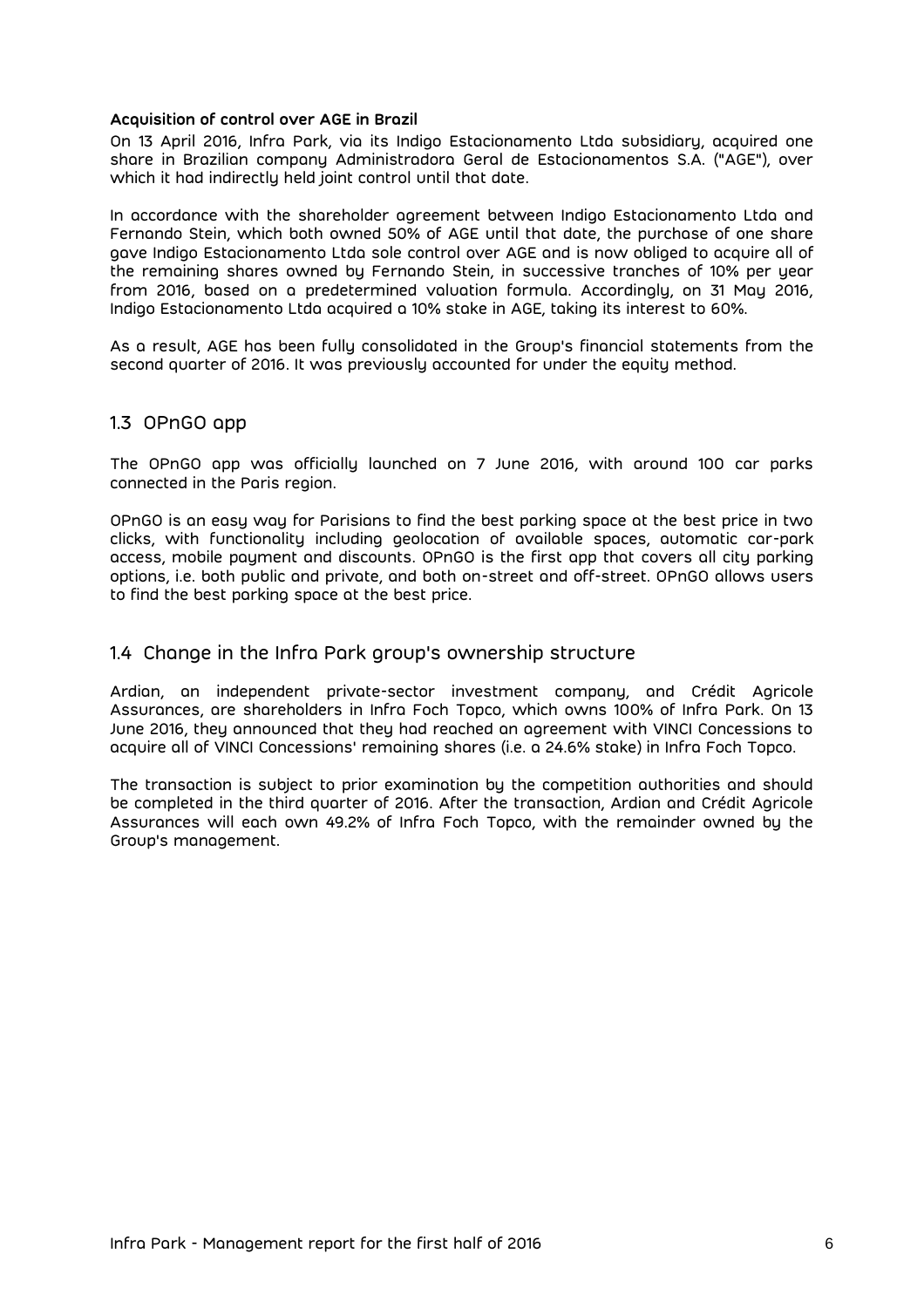**Acquisition of control over AGE in Brazil**

On 13 April 2016, Infra Park, via its Indigo Estacionamento Ltda subsidiary, acquired one share in Brazilian company Administradora Geral de Estacionamentos S.A. ("AGE"), over which it had indirectly held joint control until that date.

In accordance with the shareholder agreement between Indigo Estacionamento Ltda and Fernando Stein, which both owned 50% of AGE until that date, the purchase of one share gave Indigo Estacionamento Ltda sole control over AGE and is now obliged to acquire all of the remaining shares owned by Fernando Stein, in successive tranches of 10% per year from 2016, based on a predetermined valuation formula. Accordingly, on 31 May 2016, Indigo Estacionamento Ltda acquired a 10% stake in AGE, taking its interest to 60%.

As a result, AGE has been fully consolidated in the Group's financial statements from the second quarter of 2016. It was previously accounted for under the equity method.

## 1.3 OPnGO app

The OPnGO app was officially launched on 7 June 2016, with around 100 car parks connected in the Paris region.

OPnGO is an easy way for Parisians to find the best parking space at the best price in two clicks, with functionality including geolocation of available spaces, automatic car-park access, mobile payment and discounts. OPnGO is the first app that covers all city parking options, i.e. both public and private, and both on-street and off-street. OPnGO allows users to find the best parking space at the best price.

## 1.4 Change in the Infra Park group's ownership structure

Ardian, an independent private-sector investment company, and Crédit Agricole Assurances, are shareholders in Infra Foch Topco, which owns 100% of Infra Park. On 13 June 2016, they announced that they had reached an agreement with VINCI Concessions to acquire all of VINCI Concessions' remaining shares (i.e. a 24.6% stake) in Infra Foch Topco.

The transaction is subject to prior examination by the competition authorities and should be completed in the third quarter of 2016. After the transaction, Ardian and Crédit Agricole Assurances will each own 49.2% of Infra Foch Topco, with the remainder owned by the Group's management.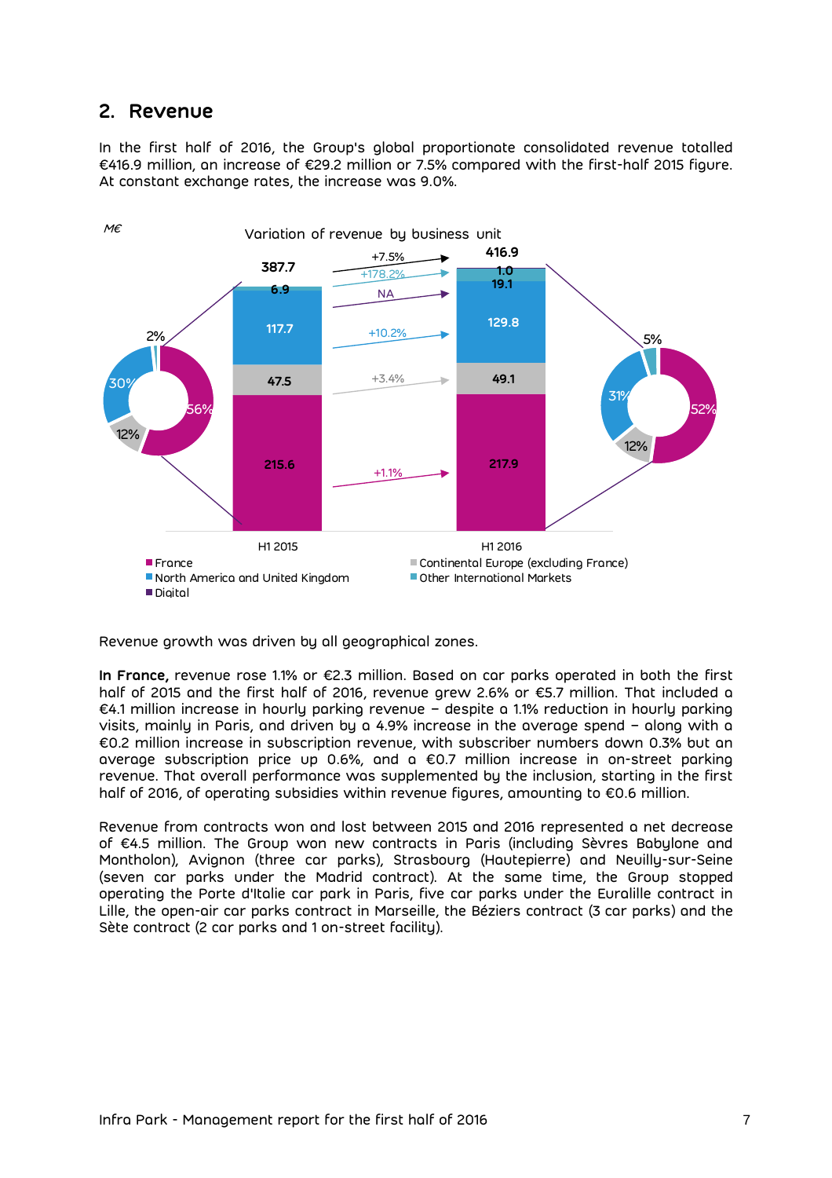## 2. Revenue

In the first half of 2016, the Group's global proportionate consolidated revenue totalled €416.9 million, an increase of €29.2 million or 7.5% compared with the first-half 2015 figure. At constant exchange rates, the increase was 9.0%.

M€

**Variation of revenue by business unit**

| Business unit | H1 2015 | Share H1 2015 | Variation | H1 2016 | Share H1 2016 |
|---|---|---|---|---|---|
| France | 215.6 | 56% | +1.1% | 217.9 | 52% |
| Continental Europe (excluding France) | 47.5 | 12% | +3.4% | 49.1 | 12% |
| North America and United Kingdom | 117.7 | 30% | +10.2% | 129.8 | 31% |
| Digital | | | NA | 1.0 | |
| Other International Markets | 6.9 | 2% | +178.2% | 19.1 | 5% |
| **Total** | **387.7** | | **+7.5%** | **416.9** | |

Revenue growth was driven by all geographical zones.

**In France,** revenue rose 1.1% or €2.3 million. Based on car parks operated in both the first half of 2015 and the first half of 2016, revenue grew 2.6% or €5.7 million. That included a €4.1 million increase in hourly parking revenue – despite a 1.1% reduction in hourly parking visits, mainly in Paris, and driven by a 4.9% increase in the average spend – along with a €0.2 million increase in subscription revenue, with subscriber numbers down 0.3% but an average subscription price up 0.6%, and a €0.7 million increase in on-street parking revenue. That overall performance was supplemented by the inclusion, starting in the first half of 2016, of operating subsidies within revenue figures, amounting to €0.6 million.

Revenue from contracts won and lost between 2015 and 2016 represented a net decrease of €4.5 million. The Group won new contracts in Paris (including Sèvres Babylone and Montholon), Avignon (three car parks), Strasbourg (Hautepierre) and Neuilly-sur-Seine (seven car parks under the Madrid contract). At the same time, the Group stopped operating the Porte d'Italie car park in Paris, five car parks under the Euralille contract in Lille, the open-air car parks contract in Marseille, the Béziers contract (3 car parks) and the Sète contract (2 car parks and 1 on-street facility).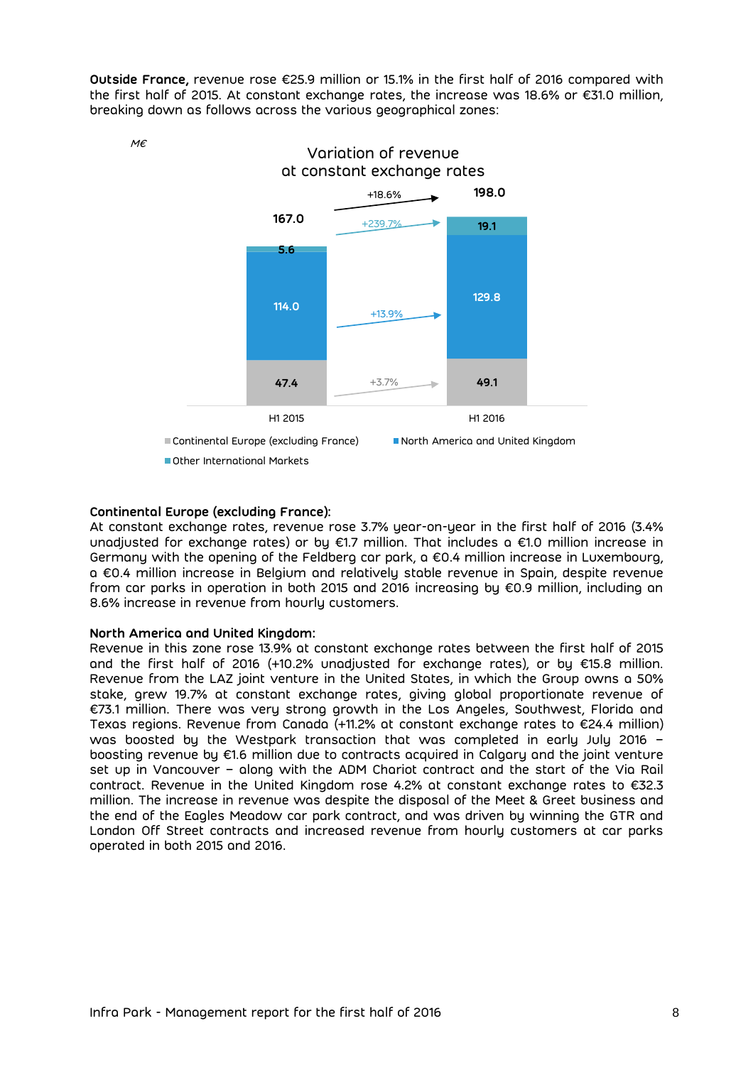**Outside France,** revenue rose €25.9 million or 15.1% in the first half of 2016 compared with the first half of 2015. At constant exchange rates, the increase was 18.6% or €31.0 million, breaking down as follows across the various geographical zones:

M€

Variation of revenue at constant exchange rates

| | H1 2015 | H1 2016 | Change |
|---|---|---|---|
| Continental Europe (excluding France) | 47.4 | 49.1 | +3.7% |
| North America and United Kingdom | 114.0 | 129.8 | +13.9% |
| Other International Markets | 5.6 | 19.1 | +239.7% |
| Total | 167.0 | 198.0 | +18.6% |

**Continental Europe (excluding France):**
At constant exchange rates, revenue rose 3.7% year-on-year in the first half of 2016 (3.4% unadjusted for exchange rates) or by €1.7 million. That includes a €1.0 million increase in Germany with the opening of the Feldberg car park, a €0.4 million increase in Luxembourg, a €0.4 million increase in Belgium and relatively stable revenue in Spain, despite revenue from car parks in operation in both 2015 and 2016 increasing by €0.9 million, including an 8.6% increase in revenue from hourly customers.

**North America and United Kingdom:**
Revenue in this zone rose 13.9% at constant exchange rates between the first half of 2015 and the first half of 2016 (+10.2% unadjusted for exchange rates), or by €15.8 million. Revenue from the LAZ joint venture in the United States, in which the Group owns a 50% stake, grew 19.7% at constant exchange rates, giving global proportionate revenue of €73.1 million. There was very strong growth in the Los Angeles, Southwest, Florida and Texas regions. Revenue from Canada (+11.2% at constant exchange rates to €24.4 million) was boosted by the Westpark transaction that was completed in early July 2016 – boosting revenue by €1.6 million due to contracts acquired in Calgary and the joint venture set up in Vancouver – along with the ADM Chariot contract and the start of the Via Rail contract. Revenue in the United Kingdom rose 4.2% at constant exchange rates to €32.3 million. The increase in revenue was despite the disposal of the Meet & Greet business and the end of the Eagles Meadow car park contract, and was driven by winning the GTR and London Off Street contracts and increased revenue from hourly customers at car parks operated in both 2015 and 2016.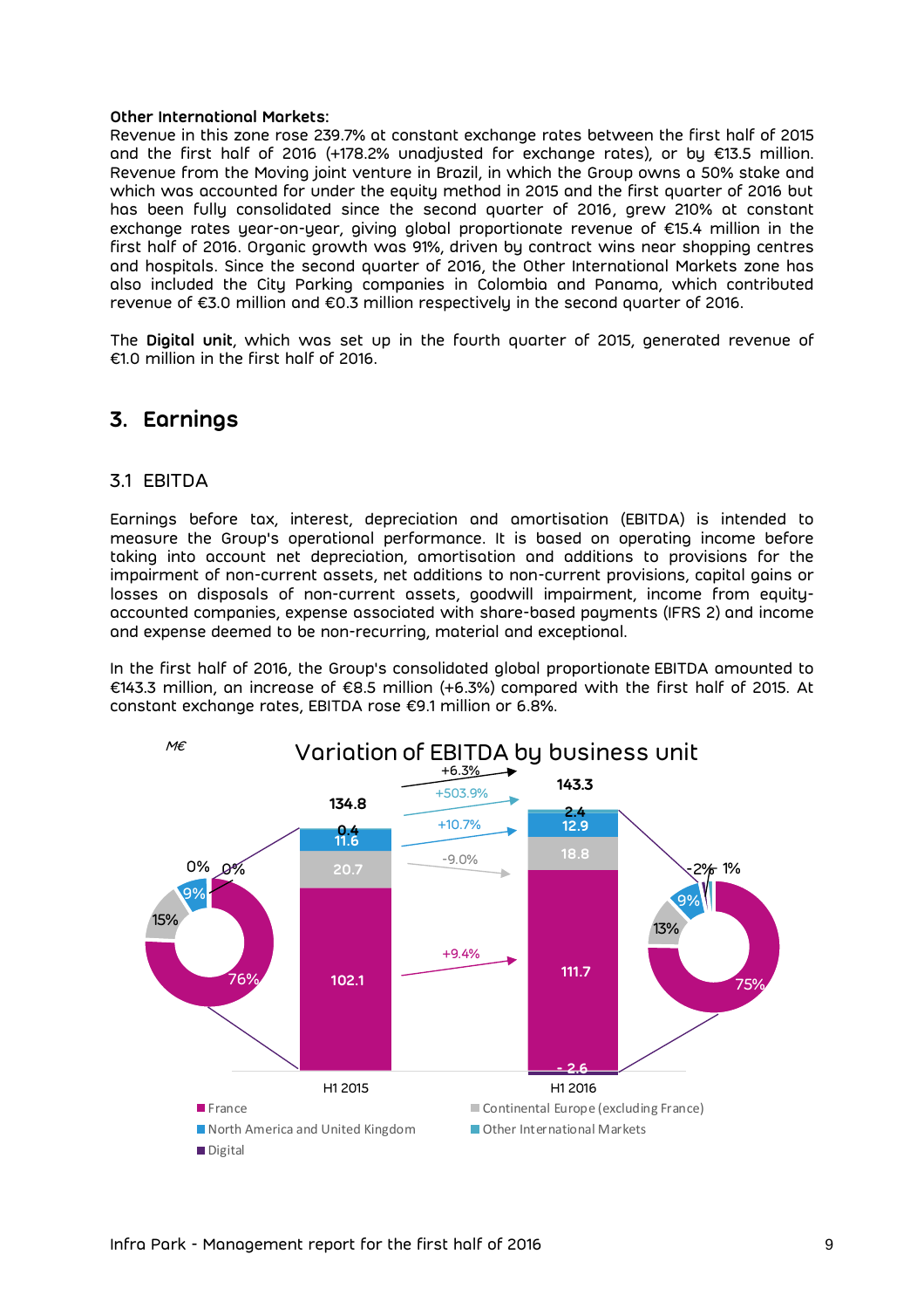**Other International Markets:**
Revenue in this zone rose 239.7% at constant exchange rates between the first half of 2015 and the first half of 2016 (+178.2% unadjusted for exchange rates), or by €13.5 million. Revenue from the Moving joint venture in Brazil, in which the Group owns a 50% stake and which was accounted for under the equity method in 2015 and the first quarter of 2016 but has been fully consolidated since the second quarter of 2016, grew 210% at constant exchange rates year-on-year, giving global proportionate revenue of €15.4 million in the first half of 2016. Organic growth was 91%, driven by contract wins near shopping centres and hospitals. Since the second quarter of 2016, the Other International Markets zone has also included the City Parking companies in Colombia and Panama, which contributed revenue of €3.0 million and €0.3 million respectively in the second quarter of 2016.

The **Digital unit**, which was set up in the fourth quarter of 2015, generated revenue of €1.0 million in the first half of 2016.

## 3. Earnings

### 3.1 EBITDA

Earnings before tax, interest, depreciation and amortisation (EBITDA) is intended to measure the Group's operational performance. It is based on operating income before taking into account net depreciation, amortisation and additions to provisions for the impairment of non-current assets, net additions to non-current provisions, capital gains or losses on disposals of non-current assets, goodwill impairment, income from equity-accounted companies, expense associated with share-based payments (IFRS 2) and income and expense deemed to be non-recurring, material and exceptional.

In the first half of 2016, the Group's consolidated global proportionate EBITDA amounted to €143.3 million, an increase of €8.5 million (+6.3%) compared with the first half of 2015. At constant exchange rates, EBITDA rose €9.1 million or 6.8%.

**Variation of EBITDA by business unit** (M€)

| Business unit | H1 2015 | Share H1 2015 | Variation | H1 2016 | Share H1 2016 |
|---|---|---|---|---|---|
| France | 102.1 | 76% | +9.4% | 111.7 | 75% |
| Continental Europe (excluding France) | 20.7 | 15% | -9.0% | 18.8 | 13% |
| North America and United Kingdom | 11.6 | 9% | +10.7% | 12.9 | 9% |
| Other International Markets | 0.4 | 0% | +503.9% | 2.4 | 1% |
| Digital | | 0% | | - 2.6 | -2% |
| **Total** | **134.8** | | **+6.3%** | **143.3** | |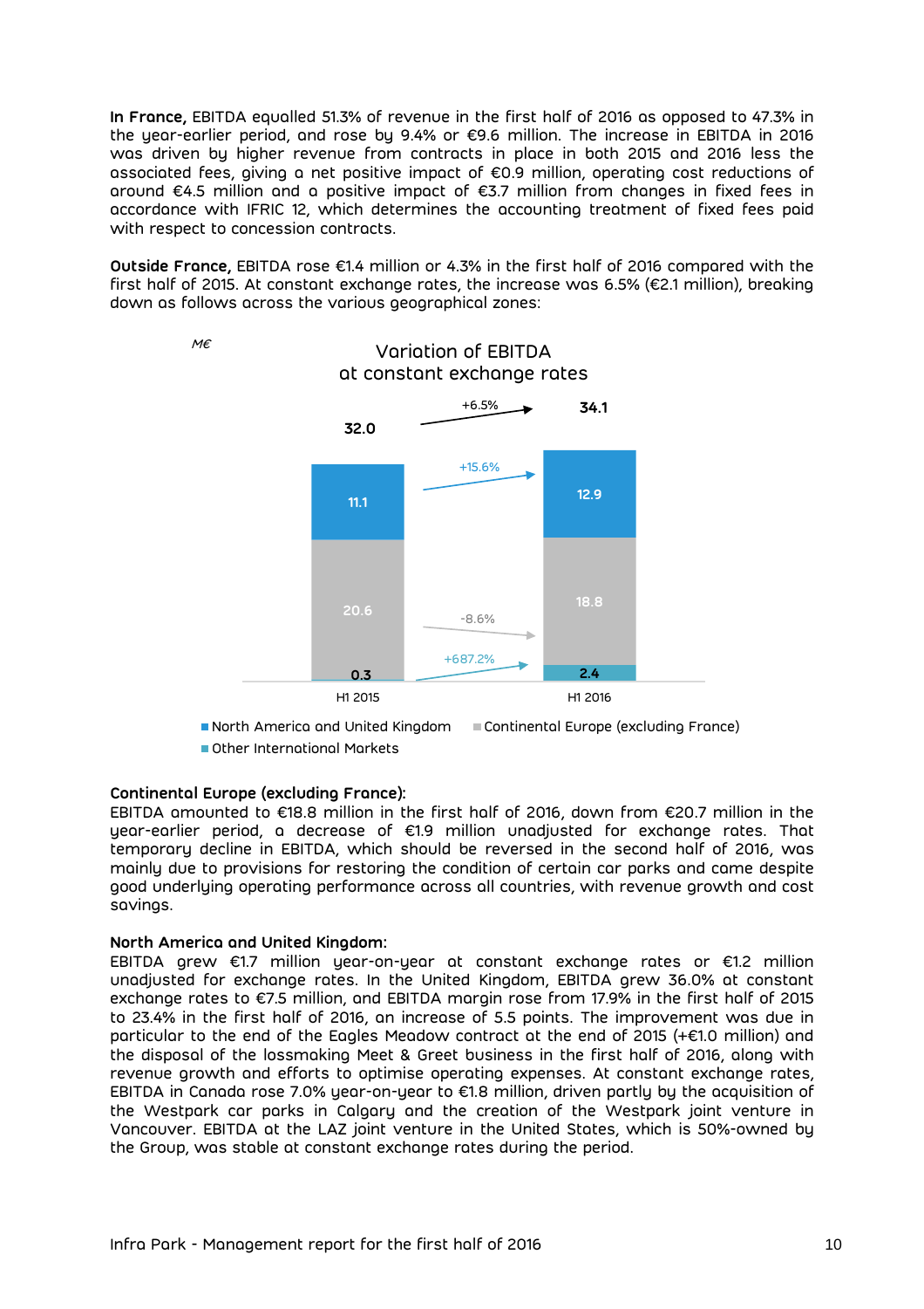**In France,** EBITDA equalled 51.3% of revenue in the first half of 2016 as opposed to 47.3% in the year-earlier period, and rose by 9.4% or €9.6 million. The increase in EBITDA in 2016 was driven by higher revenue from contracts in place in both 2015 and 2016 less the associated fees, giving a net positive impact of €0.9 million, operating cost reductions of around €4.5 million and a positive impact of €3.7 million from changes in fixed fees in accordance with IFRIC 12, which determines the accounting treatment of fixed fees paid with respect to concession contracts.

**Outside France,** EBITDA rose €1.4 million or 4.3% in the first half of 2016 compared with the first half of 2015. At constant exchange rates, the increase was 6.5% (€2.1 million), breaking down as follows across the various geographical zones:

M€

Variation of EBITDA at constant exchange rates

| | H1 2015 | H1 2016 | Variation |
|---|---|---|---|
| North America and United Kingdom | 11.1 | 12.9 | +15.6% |
| Continental Europe (excluding France) | 20.6 | 18.8 | -8.6% |
| Other International Markets | 0.3 | 2.4 | +687.2% |
| Total | 32.0 | 34.1 | +6.5% |

**Continental Europe (excluding France):**
EBITDA amounted to €18.8 million in the first half of 2016, down from €20.7 million in the year-earlier period, a decrease of €1.9 million unadjusted for exchange rates. That temporary decline in EBITDA, which should be reversed in the second half of 2016, was mainly due to provisions for restoring the condition of certain car parks and came despite good underlying operating performance across all countries, with revenue growth and cost savings.

**North America and United Kingdom:**
EBITDA grew €1.7 million year-on-year at constant exchange rates or €1.2 million unadjusted for exchange rates. In the United Kingdom, EBITDA grew 36.0% at constant exchange rates to €7.5 million, and EBITDA margin rose from 17.9% in the first half of 2015 to 23.4% in the first half of 2016, an increase of 5.5 points. The improvement was due in particular to the end of the Eagles Meadow contract at the end of 2015 (+€1.0 million) and the disposal of the lossmaking Meet & Greet business in the first half of 2016, along with revenue growth and efforts to optimise operating expenses. At constant exchange rates, EBITDA in Canada rose 7.0% year-on-year to €1.8 million, driven partly by the acquisition of the Westpark car parks in Calgary and the creation of the Westpark joint venture in Vancouver. EBITDA at the LAZ joint venture in the United States, which is 50%-owned by the Group, was stable at constant exchange rates during the period.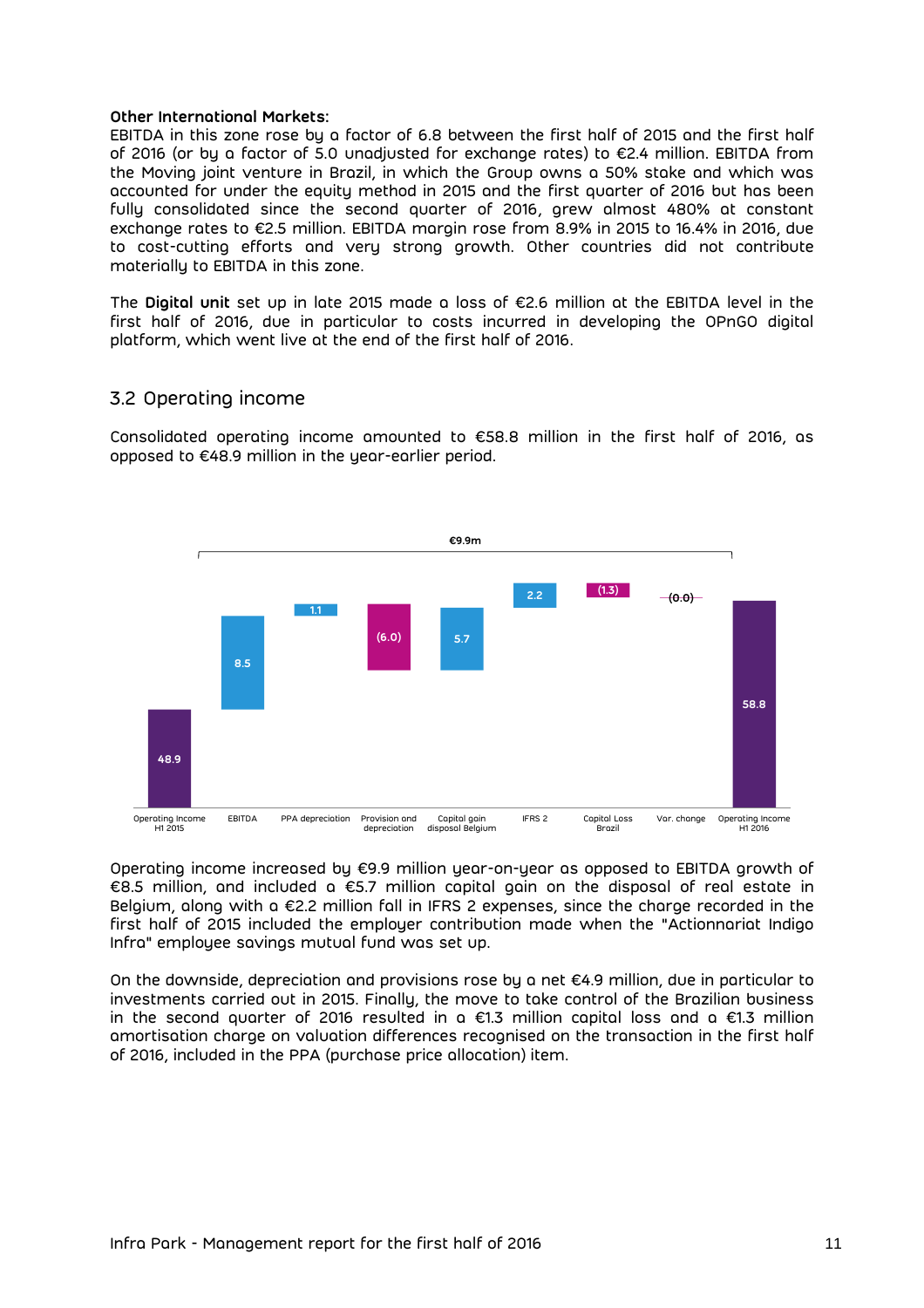**Other International Markets:**
EBITDA in this zone rose by a factor of 6.8 between the first half of 2015 and the first half of 2016 (or by a factor of 5.0 unadjusted for exchange rates) to €2.4 million. EBITDA from the Moving joint venture in Brazil, in which the Group owns a 50% stake and which was accounted for under the equity method in 2015 and the first quarter of 2016 but has been fully consolidated since the second quarter of 2016, grew almost 480% at constant exchange rates to €2.5 million. EBITDA margin rose from 8.9% in 2015 to 16.4% in 2016, due to cost-cutting efforts and very strong growth. Other countries did not contribute materially to EBITDA in this zone.

The **Digital unit** set up in late 2015 made a loss of €2.6 million at the EBITDA level in the first half of 2016, due in particular to costs incurred in developing the OPnGO digital platform, which went live at the end of the first half of 2016.

## 3.2 Operating income

Consolidated operating income amounted to €58.8 million in the first half of 2016, as opposed to €48.9 million in the year-earlier period.

| Operating Income H1 2015 | EBITDA | PPA depreciation | Provision and depreciation | Capital gain disposal Belgium | IFRS 2 | Capital Loss Brazil | Var. change | Operating Income H1 2016 |
|---|---|---|---|---|---|---|---|---|
| 48.9 | 8.5 | 1.1 | (6.0) | 5.7 | 2.2 | (1.3) | (0.0) | 58.8 |

Total change: €9.9m

Operating income increased by €9.9 million year-on-year as opposed to EBITDA growth of €8.5 million, and included a €5.7 million capital gain on the disposal of real estate in Belgium, along with a €2.2 million fall in IFRS 2 expenses, since the charge recorded in the first half of 2015 included the employer contribution made when the "Actionnariat Indigo Infra" employee savings mutual fund was set up.

On the downside, depreciation and provisions rose by a net €4.9 million, due in particular to investments carried out in 2015. Finally, the move to take control of the Brazilian business in the second quarter of 2016 resulted in a €1.3 million capital loss and a €1.3 million amortisation charge on valuation differences recognised on the transaction in the first half of 2016, included in the PPA (purchase price allocation) item.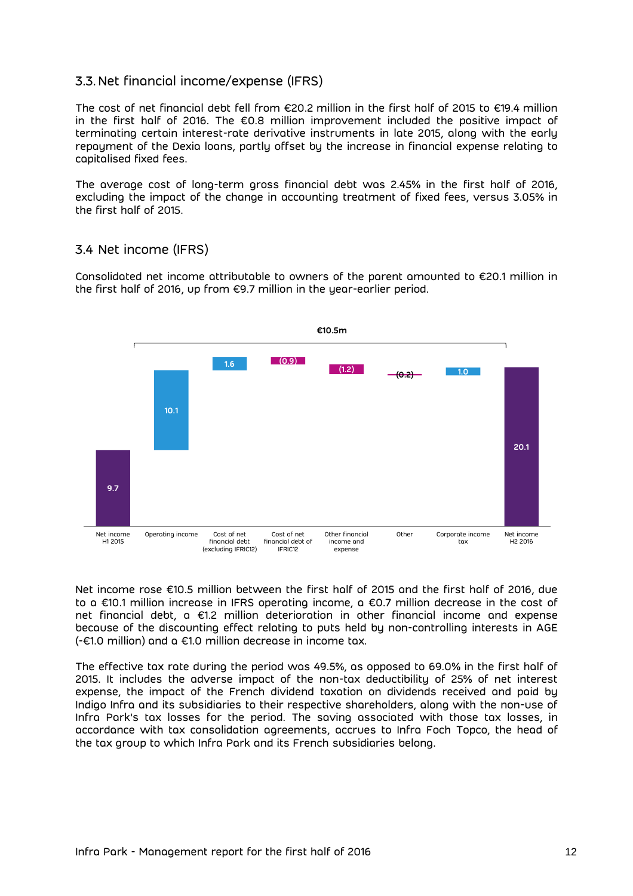## 3.3. Net financial income/expense (IFRS)

The cost of net financial debt fell from €20.2 million in the first half of 2015 to €19.4 million in the first half of 2016. The €0.8 million improvement included the positive impact of terminating certain interest-rate derivative instruments in late 2015, along with the early repayment of the Dexia loans, partly offset by the increase in financial expense relating to capitalised fixed fees.

The average cost of long-term gross financial debt was 2.45% in the first half of 2016, excluding the impact of the change in accounting treatment of fixed fees, versus 3.05% in the first half of 2015.

## 3.4 Net income (IFRS)

Consolidated net income attributable to owners of the parent amounted to €20.1 million in the first half of 2016, up from €9.7 million in the year-earlier period.

€10.5m

| Net income H1 2015 | Operating income | Cost of net financial debt (excluding IFRIC12) | Cost of net financial debt of IFRIC12 | Other financial income and expense | Other | Corporate income tax | Net income H2 2016 |
|---|---|---|---|---|---|---|---|
| 9.7 | 10.1 | 1.6 | (0.9) | (1.2) | (0.2) | 1.0 | 20.1 |

Net income rose €10.5 million between the first half of 2015 and the first half of 2016, due to a €10.1 million increase in IFRS operating income, a €0.7 million decrease in the cost of net financial debt, a €1.2 million deterioration in other financial income and expense because of the discounting effect relating to puts held by non-controlling interests in AGE (-€1.0 million) and a €1.0 million decrease in income tax.

The effective tax rate during the period was 49.5%, as opposed to 69.0% in the first half of 2015. It includes the adverse impact of the non-tax deductibility of 25% of net interest expense, the impact of the French dividend taxation on dividends received and paid by Indigo Infra and its subsidiaries to their respective shareholders, along with the non-use of Infra Park's tax losses for the period. The saving associated with those tax losses, in accordance with tax consolidation agreements, accrues to Infra Foch Topco, the head of the tax group to which Infra Park and its French subsidiaries belong.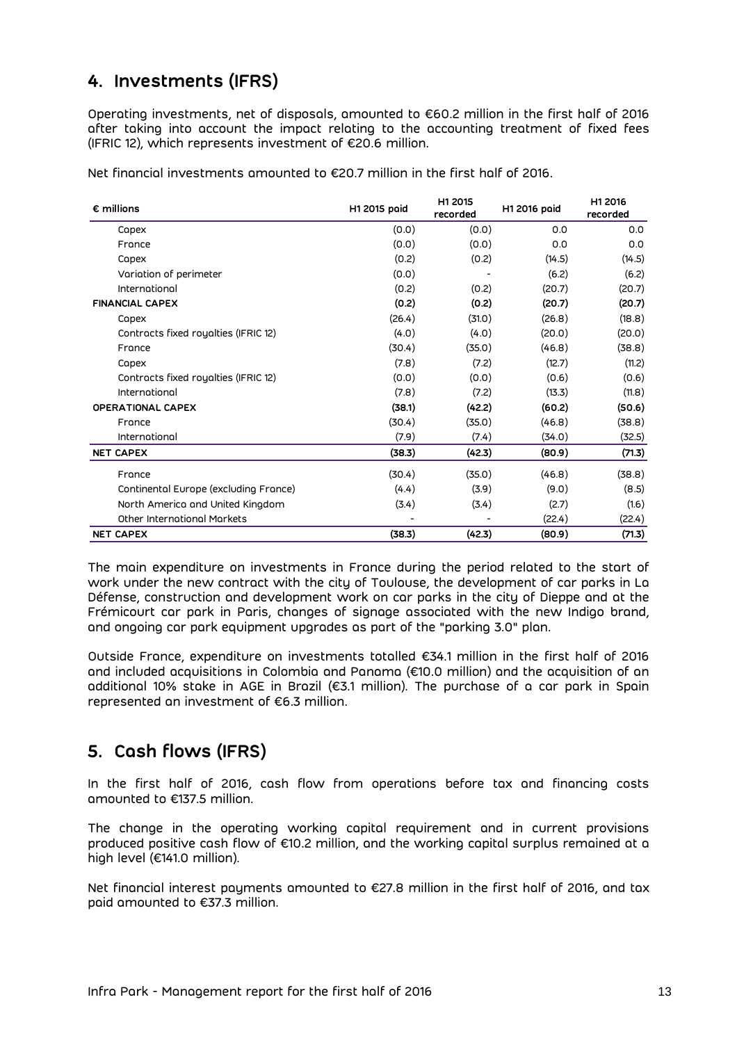## 4. Investments (IFRS)

Operating investments, net of disposals, amounted to €60.2 million in the first half of 2016 after taking into account the impact relating to the accounting treatment of fixed fees (IFRIC 12), which represents investment of €20.6 million.

Net financial investments amounted to €20.7 million in the first half of 2016.

| € millions | H1 2015 paid | H1 2015 recorded | H1 2016 paid | H1 2016 recorded |
|---|---|---|---|---|
| Capex | (0.0) | (0.0) | 0.0 | 0.0 |
| France | (0.0) | (0.0) | 0.0 | 0.0 |
| Capex | (0.2) | (0.2) | (14.5) | (14.5) |
| Variation of perimeter | (0.0) | - | (6.2) | (6.2) |
| International | (0.2) | (0.2) | (20.7) | (20.7) |
| **FINANCIAL CAPEX** | **(0.2)** | **(0.2)** | **(20.7)** | **(20.7)** |
| Capex | (26.4) | (31.0) | (26.8) | (18.8) |
| Contracts fixed royalties (IFRIC 12) | (4.0) | (4.0) | (20.0) | (20.0) |
| France | (30.4) | (35.0) | (46.8) | (38.8) |
| Capex | (7.8) | (7.2) | (12.7) | (11.2) |
| Contracts fixed royalties (IFRIC 12) | (0.0) | (0.0) | (0.6) | (0.6) |
| International | (7.8) | (7.2) | (13.3) | (11.8) |
| **OPERATIONAL CAPEX** | **(38.1)** | **(42.2)** | **(60.2)** | **(50.6)** |
| France | (30.4) | (35.0) | (46.8) | (38.8) |
| International | (7.9) | (7.4) | (34.0) | (32.5) |
| **NET CAPEX** | **(38.3)** | **(42.3)** | **(80.9)** | **(71.3)** |
| France | (30.4) | (35.0) | (46.8) | (38.8) |
| Continental Europe (excluding France) | (4.4) | (3.9) | (9.0) | (8.5) |
| North America and United Kingdom | (3.4) | (3.4) | (2.7) | (1.6) |
| Other International Markets | - | - | (22.4) | (22.4) |
| **NET CAPEX** | **(38.3)** | **(42.3)** | **(80.9)** | **(71.3)** |

The main expenditure on investments in France during the period related to the start of work under the new contract with the city of Toulouse, the development of car parks in La Défense, construction and development work on car parks in the city of Dieppe and at the Frémicourt car park in Paris, changes of signage associated with the new Indigo brand, and ongoing car park equipment upgrades as part of the "parking 3.0" plan.

Outside France, expenditure on investments totalled €34.1 million in the first half of 2016 and included acquisitions in Colombia and Panama (€10.0 million) and the acquisition of an additional 10% stake in AGE in Brazil (€3.1 million). The purchase of a car park in Spain represented an investment of €6.3 million.

## 5. Cash flows (IFRS)

In the first half of 2016, cash flow from operations before tax and financing costs amounted to €137.5 million.

The change in the operating working capital requirement and in current provisions produced positive cash flow of €10.2 million, and the working capital surplus remained at a high level (€141.0 million).

Net financial interest payments amounted to €27.8 million in the first half of 2016, and tax paid amounted to €37.3 million.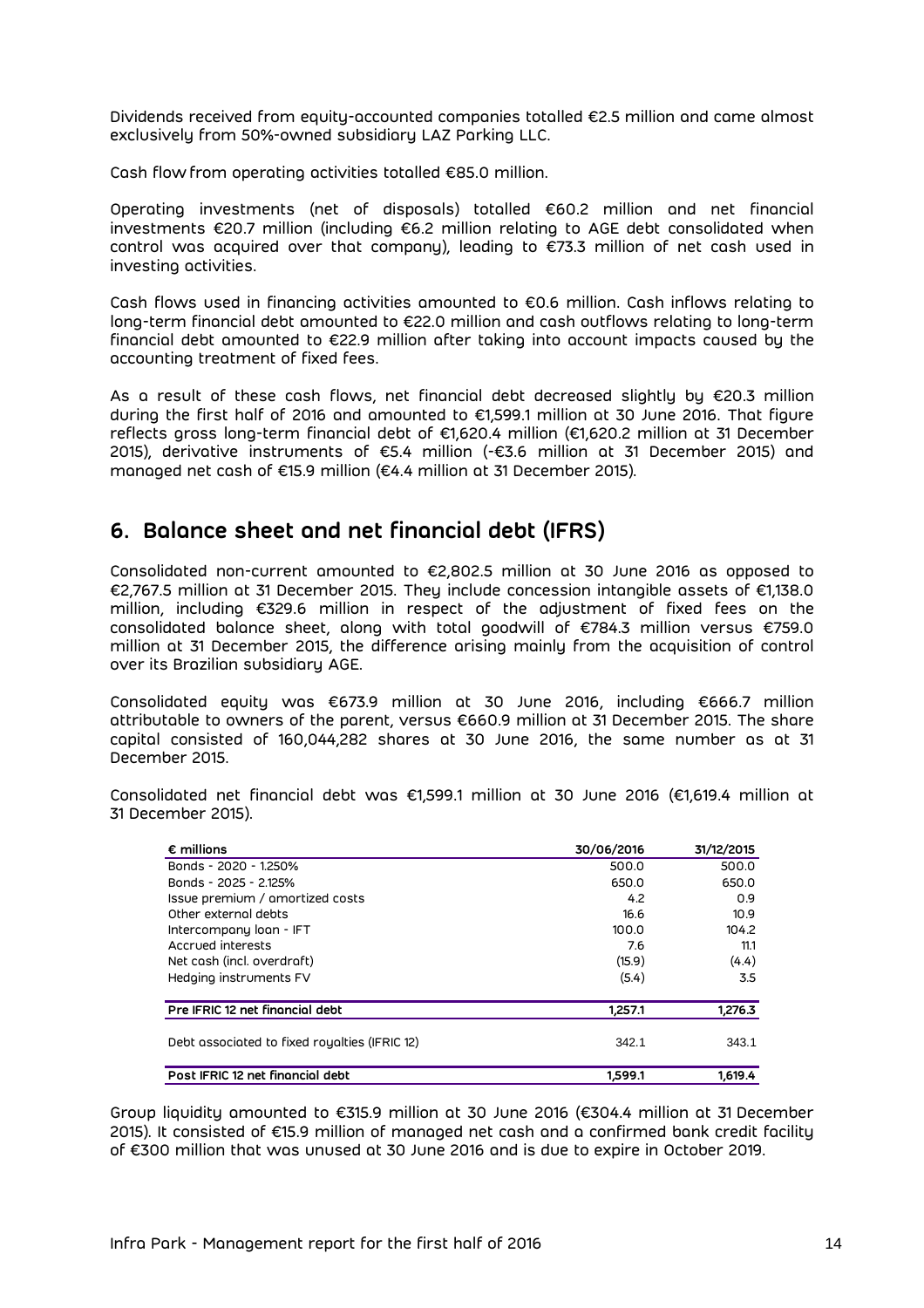Dividends received from equity-accounted companies totalled €2.5 million and came almost exclusively from 50%-owned subsidiary LAZ Parking LLC.

Cash flow from operating activities totalled €85.0 million.

Operating investments (net of disposals) totalled €60.2 million and net financial investments €20.7 million (including €6.2 million relating to AGE debt consolidated when control was acquired over that company), leading to €73.3 million of net cash used in investing activities.

Cash flows used in financing activities amounted to €0.6 million. Cash inflows relating to long-term financial debt amounted to €22.0 million and cash outflows relating to long-term financial debt amounted to €22.9 million after taking into account impacts caused by the accounting treatment of fixed fees.

As a result of these cash flows, net financial debt decreased slightly by €20.3 million during the first half of 2016 and amounted to €1,599.1 million at 30 June 2016. That figure reflects gross long-term financial debt of €1,620.4 million (€1,620.2 million at 31 December 2015), derivative instruments of €5.4 million (-€3.6 million at 31 December 2015) and managed net cash of €15.9 million (€4.4 million at 31 December 2015).

## 6. Balance sheet and net financial debt (IFRS)

Consolidated non-current amounted to €2,802.5 million at 30 June 2016 as opposed to €2,767.5 million at 31 December 2015. They include concession intangible assets of €1,138.0 million, including €329.6 million in respect of the adjustment of fixed fees on the consolidated balance sheet, along with total goodwill of €784.3 million versus €759.0 million at 31 December 2015, the difference arising mainly from the acquisition of control over its Brazilian subsidiary AGE.

Consolidated equity was €673.9 million at 30 June 2016, including €666.7 million attributable to owners of the parent, versus €660.9 million at 31 December 2015. The share capital consisted of 160,044,282 shares at 30 June 2016, the same number as at 31 December 2015.

Consolidated net financial debt was €1,599.1 million at 30 June 2016 (€1,619.4 million at 31 December 2015).

| € millions | 30/06/2016 | 31/12/2015 |
|---|---|---|
| Bonds - 2020 - 1.250% | 500.0 | 500.0 |
| Bonds - 2025 - 2.125% | 650.0 | 650.0 |
| Issue premium / amortized costs | 4.2 | 0.9 |
| Other external debts | 16.6 | 10.9 |
| Intercompany loan - IFT | 100.0 | 104.2 |
| Accrued interests | 7.6 | 11.1 |
| Net cash (incl. overdraft) | (15.9) | (4.4) |
| Hedging instruments FV | (5.4) | 3.5 |
| **Pre IFRIC 12 net financial debt** | **1,257.1** | **1,276.3** |
| Debt associated to fixed royalties (IFRIC 12) | 342.1 | 343.1 |
| **Post IFRIC 12 net financial debt** | **1,599.1** | **1,619.4** |

Group liquidity amounted to €315.9 million at 30 June 2016 (€304.4 million at 31 December 2015). It consisted of €15.9 million of managed net cash and a confirmed bank credit facility of €300 million that was unused at 30 June 2016 and is due to expire in October 2019.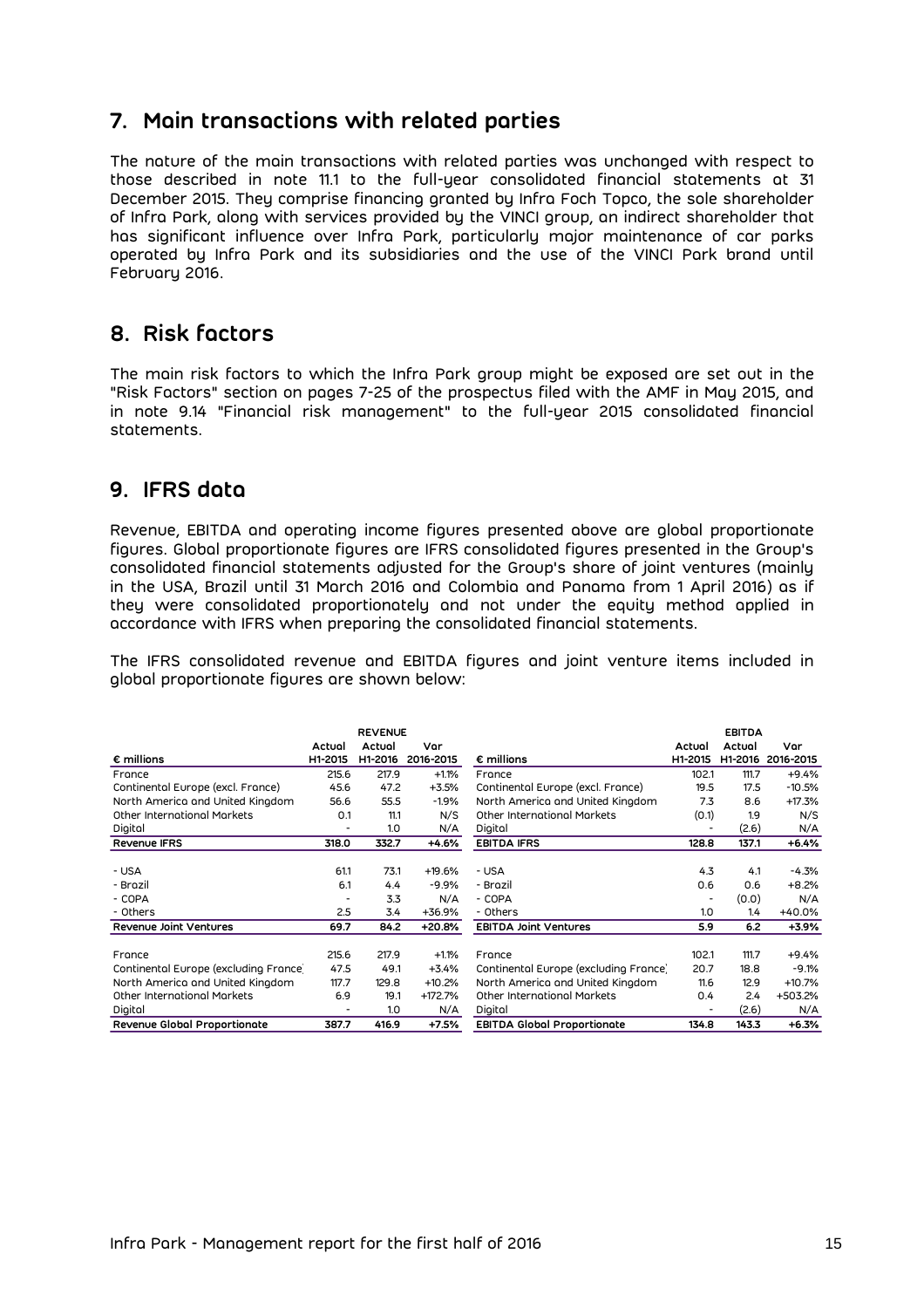## 7. Main transactions with related parties

The nature of the main transactions with related parties was unchanged with respect to those described in note 11.1 to the full-year consolidated financial statements at 31 December 2015. They comprise financing granted by Infra Foch Topco, the sole shareholder of Infra Park, along with services provided by the VINCI group, an indirect shareholder that has significant influence over Infra Park, particularly major maintenance of car parks operated by Infra Park and its subsidiaries and the use of the VINCI Park brand until February 2016.

## 8. Risk factors

The main risk factors to which the Infra Park group might be exposed are set out in the "Risk Factors" section on pages 7-25 of the prospectus filed with the AMF in May 2015, and in note 9.14 "Financial risk management" to the full-year 2015 consolidated financial statements.

## 9. IFRS data

Revenue, EBITDA and operating income figures presented above are global proportionate figures. Global proportionate figures are IFRS consolidated figures presented in the Group's consolidated financial statements adjusted for the Group's share of joint ventures (mainly in the USA, Brazil until 31 March 2016 and Colombia and Panama from 1 April 2016) as if they were consolidated proportionately and not under the equity method applied in accordance with IFRS when preparing the consolidated financial statements.

The IFRS consolidated revenue and EBITDA figures and joint venture items included in global proportionate figures are shown below:

| € millions | REVENUE Actual H1-2015 | Actual H1-2016 | Var 2016-2015 |
|---|---|---|---|
| France | 215.6 | 217.9 | +1.1% |
| Continental Europe (excl. France) | 45.6 | 47.2 | +3.5% |
| North America and United Kingdom | 56.6 | 55.5 | -1.9% |
| Other International Markets | 0.1 | 11.1 | N/S |
| Digital | - | 1.0 | N/A |
| **Revenue IFRS** | **318.0** | **332.7** | **+4.6%** |
| - USA | 61.1 | 73.1 | +19.6% |
| - Brazil | 6.1 | 4.4 | -9.9% |
| - COPA | - | 3.3 | N/A |
| - Others | 2.5 | 3.4 | +36.9% |
| **Revenue Joint Ventures** | **69.7** | **84.2** | **+20.8%** |
| France | 215.6 | 217.9 | +1.1% |
| Continental Europe (excluding France) | 47.5 | 49.1 | +3.4% |
| North America and United Kingdom | 117.7 | 129.8 | +10.2% |
| Other International Markets | 6.9 | 19.1 | +172.7% |
| Digital | - | 1.0 | N/A |
| **Revenue Global Proportionate** | **387.7** | **416.9** | **+7.5%** |

| € millions | EBITDA Actual H1-2015 | Actual H1-2016 | Var 2016-2015 |
|---|---|---|---|
| France | 102.1 | 111.7 | +9.4% |
| Continental Europe (excl. France) | 19.5 | 17.5 | -10.5% |
| North America and United Kingdom | 7.3 | 8.6 | +17.3% |
| Other International Markets | (0.1) | 1.9 | N/S |
| Digital | - | (2.6) | N/A |
| **EBITDA IFRS** | **128.8** | **137.1** | **+6.4%** |
| - USA | 4.3 | 4.1 | -4.3% |
| - Brazil | 0.6 | 0.6 | +8.2% |
| - COPA | - | (0.0) | N/A |
| - Others | 1.0 | 1.4 | +40.0% |
| **EBITDA Joint Ventures** | **5.9** | **6.2** | **+3.9%** |
| France | 102.1 | 111.7 | +9.4% |
| Continental Europe (excluding France) | 20.7 | 18.8 | -9.1% |
| North America and United Kingdom | 11.6 | 12.9 | +10.7% |
| Other International Markets | 0.4 | 2.4 | +503.2% |
| Digital | - | (2.6) | N/A |
| **EBITDA Global Proportionate** | **134.8** | **143.3** | **+6.3%** |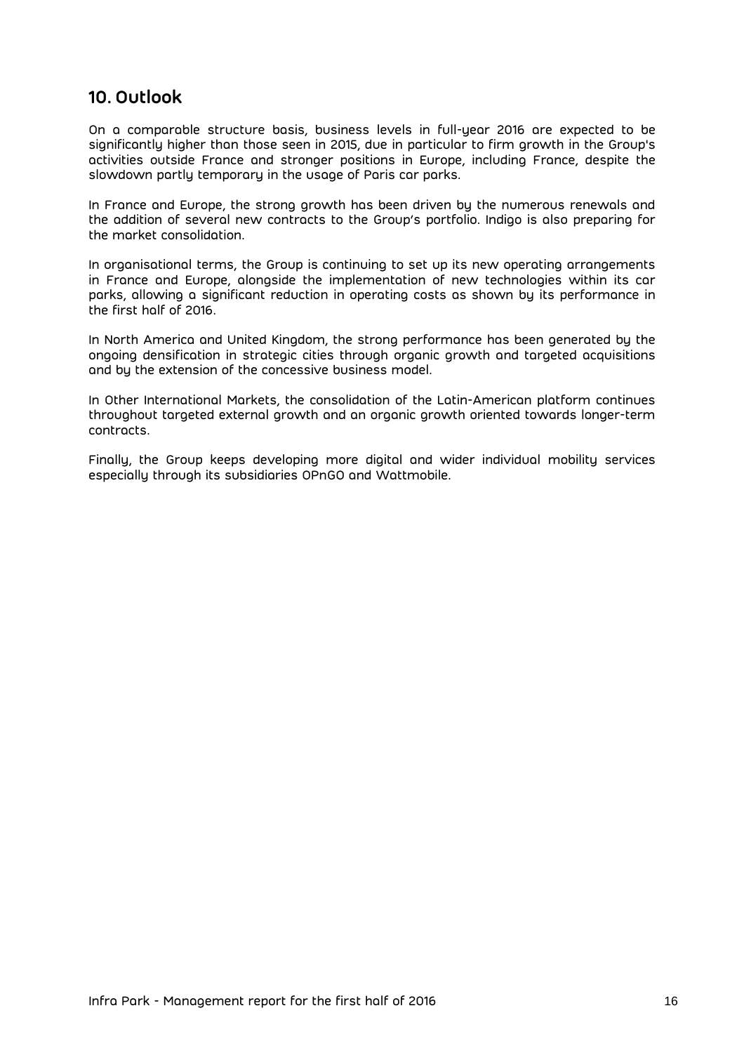## 10. Outlook

On a comparable structure basis, business levels in full-year 2016 are expected to be significantly higher than those seen in 2015, due in particular to firm growth in the Group's activities outside France and stronger positions in Europe, including France, despite the slowdown partly temporary in the usage of Paris car parks.

In France and Europe, the strong growth has been driven by the numerous renewals and the addition of several new contracts to the Group's portfolio. Indigo is also preparing for the market consolidation.

In organisational terms, the Group is continuing to set up its new operating arrangements in France and Europe, alongside the implementation of new technologies within its car parks, allowing a significant reduction in operating costs as shown by its performance in the first half of 2016.

In North America and United Kingdom, the strong performance has been generated by the ongoing densification in strategic cities through organic growth and targeted acquisitions and by the extension of the concessive business model.

In Other International Markets, the consolidation of the Latin-American platform continues throughout targeted external growth and an organic growth oriented towards longer-term contracts.

Finally, the Group keeps developing more digital and wider individual mobility services especially through its subsidiaries OPnGO and Wattmobile.